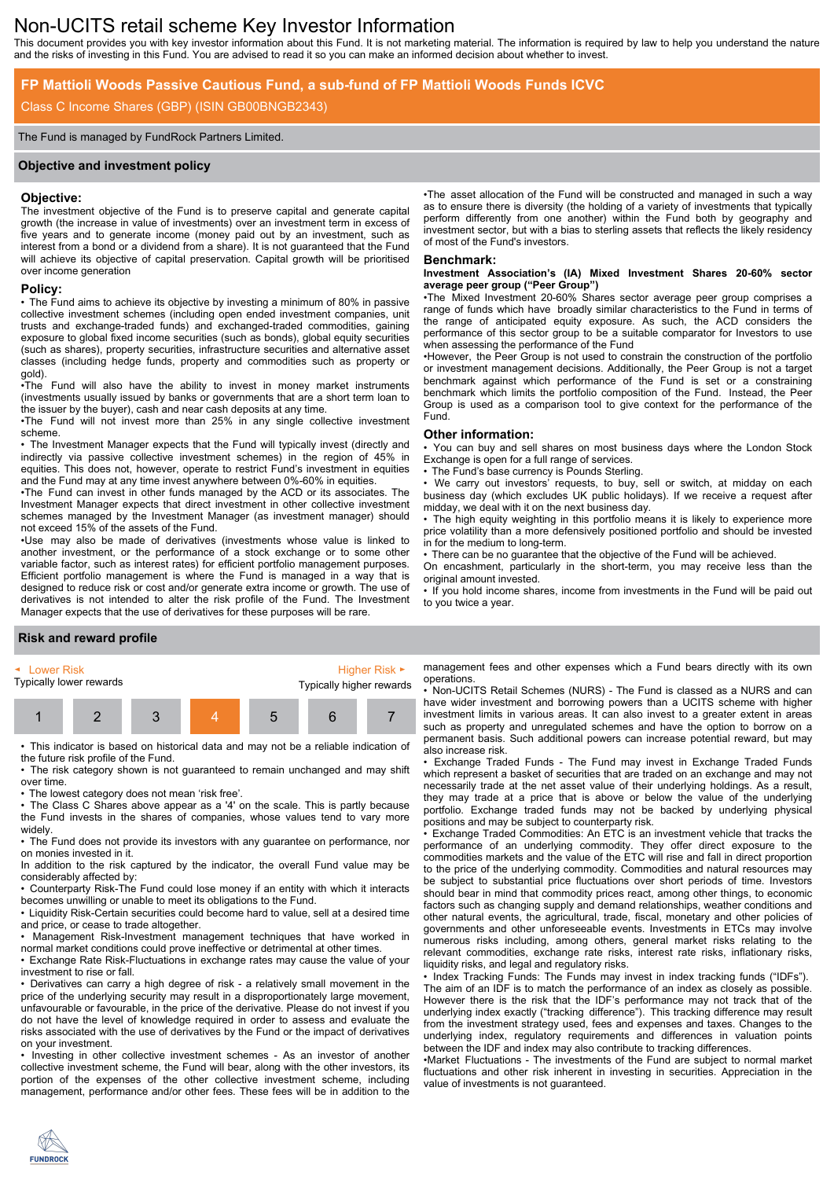# Non-UCITS retail scheme Key Investor Information

This document provides you with key investor information about this Fund. It is not marketing material. The information is required by law to help you understand the nature and the risks of investing in this Fund. You are advised to read it so you can make an informed decision about whether to invest.

## FP Mattioli Woods Passive Cautious Fund, a sub-fund of FP Mattioli Woods Funds ICVC

Class C Income Shares (GBP) (ISIN GB00BNGB2343)

The Fund is managed by FundRock Partners Limited.

## Objective and investment policy

### Objective:

The investment objective of the Fund is to preserve capital and generate capital growth (the increase in value of investments) over an investment term in excess of five years and to generate income (money paid out by an investment, such as interest from a bond or a dividend from a share). It is not guaranteed that the Fund will achieve its objective of capital preservation. Capital growth will be prioritised over income generation

### Policy:

• The Fund aims to achieve its objective by investing a minimum of 80% in passive collective investment schemes (including open ended investment companies, unit trusts and exchange-traded funds) and exchanged-traded commodities, gaining exposure to global fixed income securities (such as bonds), global equity securities (such as shares), property securities, infrastructure securities and alternative asset classes (including hedge funds, property and commodities such as property or gold).

•The Fund will also have the ability to invest in money market instruments (investments usually issued by banks or governments that are a short term loan to the issuer by the buyer), cash and near cash deposits at any time.

•The Fund will not invest more than 25% in any single collective investment scheme.

• The Investment Manager expects that the Fund will typically invest (directly and indirectly via passive collective investment schemes) in the region of 45% in equities. This does not, however, operate to restrict Fund's investment in equities and the Fund may at any time invest anywhere between 0%-60% in equities.

•The Fund can invest in other funds managed by the ACD or its associates. The Investment Manager expects that direct investment in other collective investment schemes managed by the Investment Manager (as investment manager) should not exceed 15% of the assets of the Fund.

•Use may also be made of derivatives (investments whose value is linked to another investment, or the performance of a stock exchange or to some other variable factor, such as interest rates) for efficient portfolio management purposes. Efficient portfolio management is where the Fund is managed in a way that is designed to reduce risk or cost and/or generate extra income or growth. The use of derivatives is not intended to alter the risk profile of the Fund. The Investment Manager expects that the use of derivatives for these purposes will be rare.

•The asset allocation of the Fund will be constructed and managed in such a way as to ensure there is diversity (the holding of a variety of investments that typically perform differently from one another) within the Fund both by geography and investment sector, but with a bias to sterling assets that reflects the likely residency of most of the Fund's investors.

### Benchmark:

**Investment Association's (IA) Mixed Investment Shares 20-60% sector average peer group ("Peer Group")**

•The Mixed Investment 20-60% Shares sector average peer group comprises a range of funds which have broadly similar characteristics to the Fund in terms of the range of anticipated equity exposure. As such, the ACD considers the performance of this sector group to be a suitable comparator for Investors to use when assessing the performance of the Fund

•However, the Peer Group is not used to constrain the construction of the portfolio or investment management decisions. Additionally, the Peer Group is not a target benchmark against which performance of the Fund is set or a constraining benchmark which limits the portfolio composition of the Fund. Instead, the Peer Group is used as a comparison tool to give context for the performance of the Fund.

### Other information:

• You can buy and sell shares on most business days where the London Stock Exchange is open for a full range of services.

• The Fund's base currency is Pounds Sterling.

• We carry out investors' requests, to buy, sell or switch, at midday on each business day (which excludes UK public holidays). If we receive a request after midday, we deal with it on the next business day.

• The high equity weighting in this portfolio means it is likely to experience more price volatility than a more defensively positioned portfolio and should be invested in for the medium to long-term.

• There can be no guarantee that the objective of the Fund will be achieved.

On encashment, particularly in the short-term, you may receive less than the original amount invested.

• If you hold income shares, income from investments in the Fund will be paid out to you twice a year.

## Risk and reward profile

| Lower Risk<br>Typically lower rewards | | | | | | Higher Risk<br>Typically higher rewards |
|---|---|---|---|---|---|---|
| 1 | 2 | 3 | **4** | 5 | 6 | 7 |

• This indicator is based on historical data and may not be a reliable indication of the future risk profile of the Fund.

• The risk category shown is not guaranteed to remain unchanged and may shift over time.

• The lowest category does not mean 'risk free'.

• The Class C Shares above appear as a '4' on the scale. This is partly because the Fund invests in the shares of companies, whose values tend to vary more widely.

• The Fund does not provide its investors with any guarantee on performance, nor on monies invested in it.

In addition to the risk captured by the indicator, the overall Fund value may be considerably affected by:

• Counterparty Risk-The Fund could lose money if an entity with which it interacts becomes unwilling or unable to meet its obligations to the Fund.

• Liquidity Risk-Certain securities could become hard to value, sell at a desired time and price, or cease to trade altogether.

• Management Risk-Investment management techniques that have worked in normal market conditions could prove ineffective or detrimental at other times.

• Exchange Rate Risk-Fluctuations in exchange rates may cause the value of your investment to rise or fall.

• Derivatives can carry a high degree of risk - a relatively small movement in the price of the underlying security may result in a disproportionately large movement, unfavourable or favourable, in the price of the derivative. Please do not invest if you do not have the level of knowledge required in order to assess and evaluate the risks associated with the use of derivatives by the Fund or the impact of derivatives on your investment.

• Investing in other collective investment schemes - As an investor of another collective investment scheme, the Fund will bear, along with the other investors, its portion of the expenses of the other collective investment scheme, including management, performance and/or other fees. These fees will be in addition to the management fees and other expenses which a Fund bears directly with its own operations.

• Non-UCITS Retail Schemes (NURS) - The Fund is classed as a NURS and can have wider investment and borrowing powers than a UCITS scheme with higher investment limits in various areas. It can also invest to a greater extent in areas such as property and unregulated schemes and have the option to borrow on a permanent basis. Such additional powers can increase potential reward, but may also increase risk.

• Exchange Traded Funds - The Fund may invest in Exchange Traded Funds which represent a basket of securities that are traded on an exchange and may not necessarily trade at the net asset value of their underlying holdings. As a result, they may trade at a price that is above or below the value of the underlying portfolio. Exchange traded funds may not be backed by underlying physical positions and may be subject to counterparty risk.

• Exchange Traded Commodities: An ETC is an investment vehicle that tracks the performance of an underlying commodity. They offer direct exposure to the commodities markets and the value of the ETC will rise and fall in direct proportion to the price of the underlying commodity. Commodities and natural resources may be subject to substantial price fluctuations over short periods of time. Investors should bear in mind that commodity prices react, among other things, to economic factors such as changing supply and demand relationships, weather conditions and other natural events, the agricultural, trade, fiscal, monetary and other policies of governments and other unforeseeable events. Investments in ETCs may involve numerous risks including, among others, general market risks relating to the relevant commodities, exchange rate risks, interest rate risks, inflationary risks, liquidity risks, and legal and regulatory risks.

• Index Tracking Funds: The Funds may invest in index tracking funds ("IDFs"). The aim of an IDF is to match the performance of an index as closely as possible. However there is the risk that the IDF's performance may not track that of the underlying index exactly ("tracking difference"). This tracking difference may result from the investment strategy used, fees and expenses and taxes. Changes to the underlying index, regulatory requirements and differences in valuation points between the IDF and index may also contribute to tracking differences.

•Market Fluctuations - The investments of the Fund are subject to normal market fluctuations and other risk inherent in investing in securities. Appreciation in the value of investments is not guaranteed.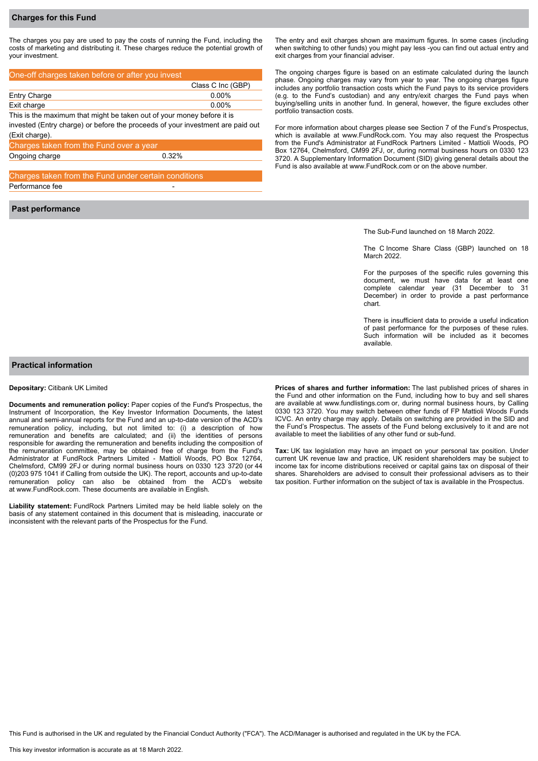## Charges for this Fund

The charges you pay are used to pay the costs of running the Fund, including the costs of marketing and distributing it. These charges reduce the potential growth of your investment.

| One-off charges taken before or after you invest | |
|---|---|
| | Class C Inc (GBP) |
| Entry Charge | 0.00% |
| Exit charge | 0.00% |

This is the maximum that might be taken out of your money before it is invested (Entry charge) or before the proceeds of your investment are paid out (Exit charge).

| Charges taken from the Fund over a year | |
|---|---|
| Ongoing charge | 0.32% |

| Charges taken from the Fund under certain conditions | |
|---|---|
| Performance fee | - |

The entry and exit charges shown are maximum figures. In some cases (including when switching to other funds) you might pay less -you can find out actual entry and exit charges from your financial adviser.

The ongoing charges figure is based on an estimate calculated during the launch phase. Ongoing charges may vary from year to year. The ongoing charges figure includes any portfolio transaction costs which the Fund pays to its service providers (e.g. to the Fund's custodian) and any entry/exit charges the Fund pays when buying/selling units in another fund. In general, however, the figure excludes other portfolio transaction costs.

For more information about charges please see Section 7 of the Fund's Prospectus, which is available at www.FundRock.com. You may also request the Prospectus from the Fund's Administrator at FundRock Partners Limited - Mattioli Woods, PO Box 12764, Chelmsford, CM99 2FJ, or, during normal business hours on 0330 123 3720. A Supplementary Information Document (SID) giving general details about the Fund is also available at www.FundRock.com or on the above number.

## Past performance

The Sub-Fund launched on 18 March 2022.

The C Income Share Class (GBP) launched on 18 March 2022.

For the purposes of the specific rules governing this document, we must have data for at least one complete calendar year (31 December to 31 December) in order to provide a past performance chart.

There is insufficient data to provide a useful indication of past performance for the purposes of these rules. Such information will be included as it becomes available.

## Practical information

**Depositary:** Citibank UK Limited

**Documents and remuneration policy:** Paper copies of the Fund's Prospectus, the Instrument of Incorporation, the Key Investor Information Documents, the latest annual and semi-annual reports for the Fund and an up-to-date version of the ACD's remuneration policy, including, but not limited to: (i) a description of how remuneration and benefits are calculated; and (ii) the identities of persons responsible for awarding the remuneration and benefits including the composition of the remuneration committee, may be obtained free of charge from the Fund's Administrator at FundRock Partners Limited - Mattioli Woods, PO Box 12764, Chelmsford, CM99 2FJ or during normal business hours on 0330 123 3720 (or 44 (0)203 975 1041 if Calling from outside the UK). The report, accounts and up-to-date remuneration policy can also be obtained from the ACD's website at www.FundRock.com. These documents are available in English.

**Liability statement:** FundRock Partners Limited may be held liable solely on the basis of any statement contained in this document that is misleading, inaccurate or inconsistent with the relevant parts of the Prospectus for the Fund.

**Prices of shares and further information:** The last published prices of shares in the Fund and other information on the Fund, including how to buy and sell shares are available at www.fundlistings.com or, during normal business hours, by Calling 0330 123 3720. You may switch between other funds of FP Mattioli Woods Funds ICVC. An entry charge may apply. Details on switching are provided in the SID and the Fund's Prospectus. The assets of the Fund belong exclusively to it and are not available to meet the liabilities of any other fund or sub-fund.

**Tax:** UK tax legislation may have an impact on your personal tax position. Under current UK revenue law and practice, UK resident shareholders may be subject to income tax for income distributions received or capital gains tax on disposal of their shares. Shareholders are advised to consult their professional advisers as to their tax position. Further information on the subject of tax is available in the Prospectus.

This Fund is authorised in the UK and regulated by the Financial Conduct Authority ("FCA"). The ACD/Manager is authorised and regulated in the UK by the FCA.

This key investor information is accurate as at 18 March 2022.